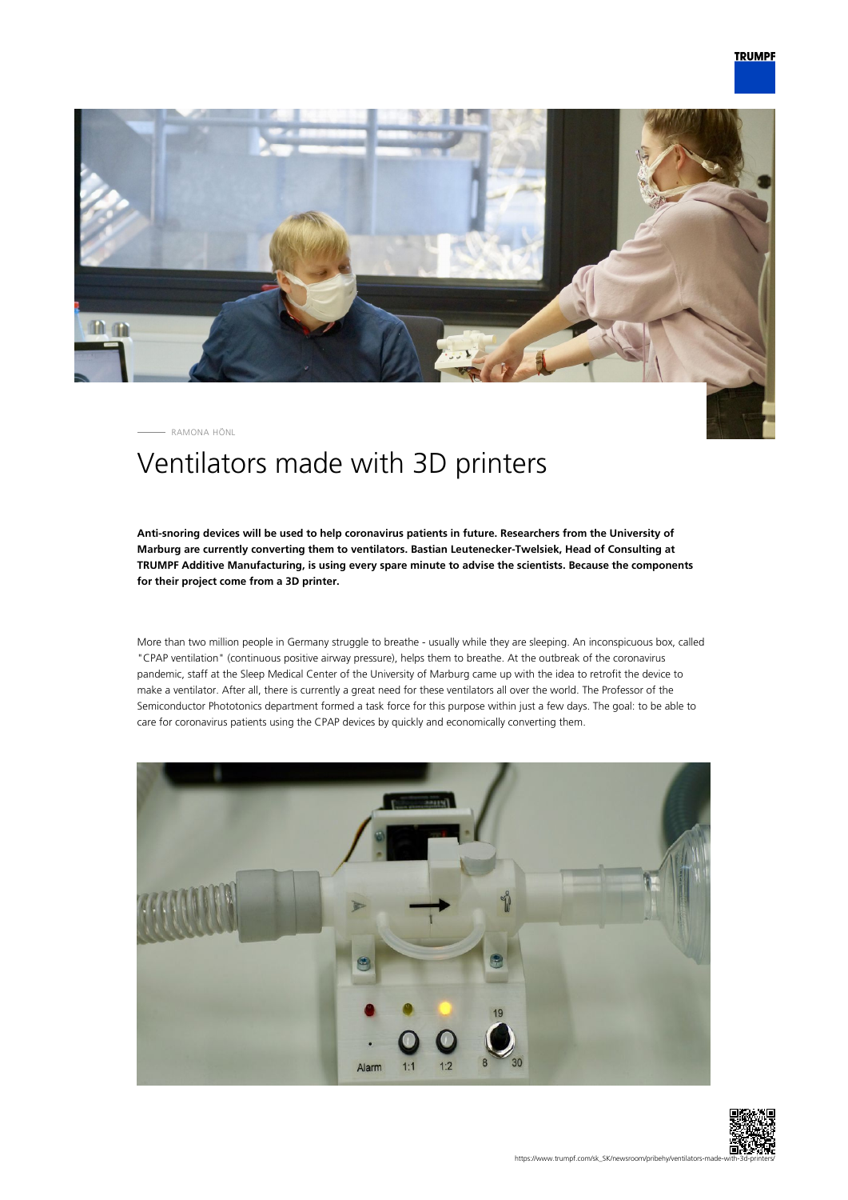RAMONA HÖNL

# Ventilators made with 3D printers

**Anti-snoring devices will be used to help coronavirus patients in future. Researchers from the University of Marburg are currently converting them to ventilators. Bastian Leutenecker-Twelsiek, Head of Consulting at TRUMPF Additive Manufacturing, is using every spare minute to advise the scientists. Because the components for their project come from a 3D printer.**

More than two million people in Germany struggle to breathe - usually while they are sleeping. An inconspicuous box, called "CPAP ventilation" (continuous positive airway pressure), helps them to breathe. At the outbreak of the coronavirus pandemic, staff at the Sleep Medical Center of the University of Marburg came up with the idea to retrofit the device to make a ventilator. After all, there is currently a great need for these ventilators all over the world. The Professor of the Semiconductor Phototonics department formed a task force for this purpose within just a few days. The goal: to be able to care for coronavirus patients using the CPAP devices by quickly and economically converting them.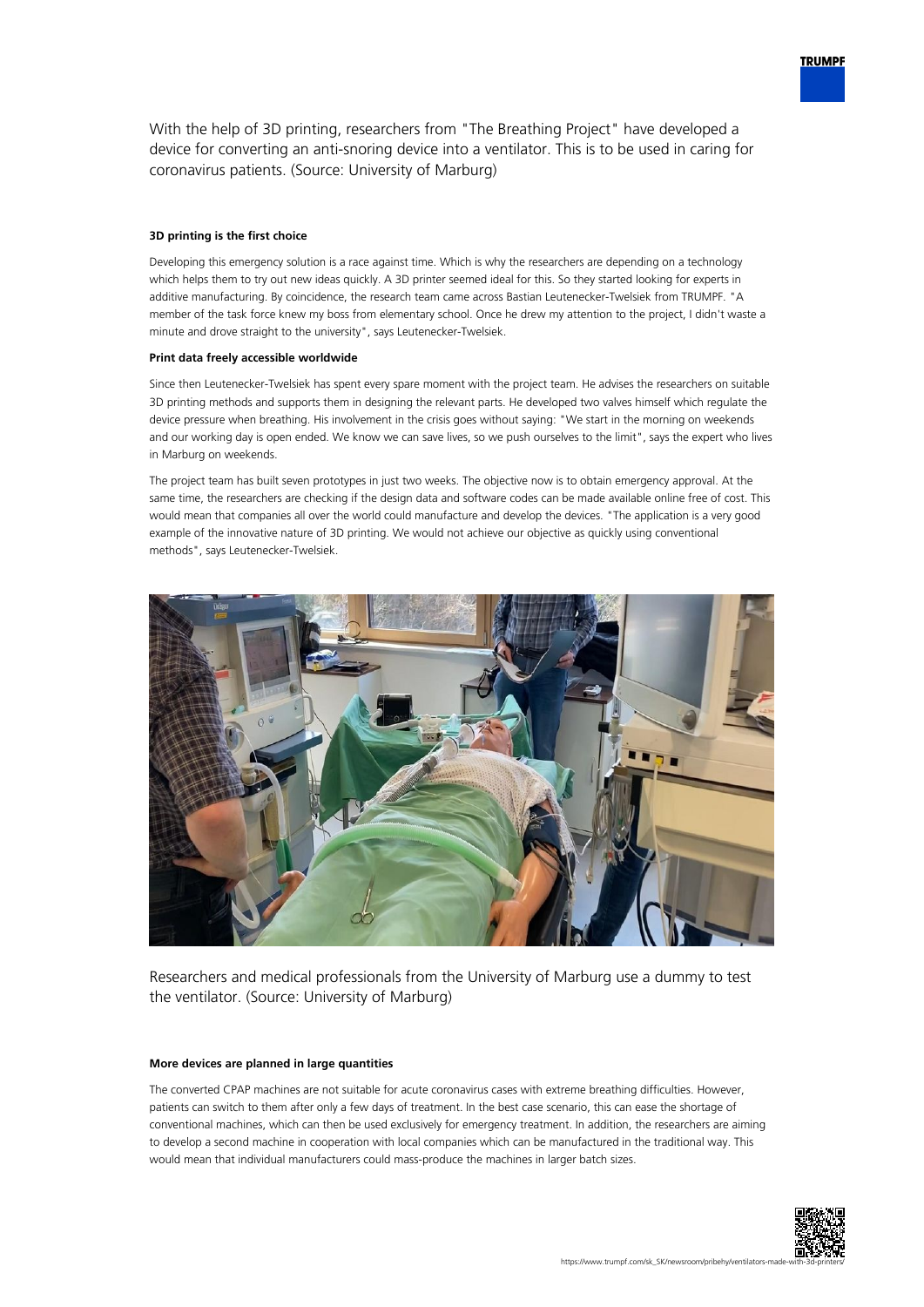With the help of 3D printing, researchers from "The Breathing Project" have developed a device for converting an anti-snoring device into a ventilator. This is to be used in caring for coronavirus patients. (Source: University of Marburg)

**3D printing is the first choice**

Developing this emergency solution is a race against time. Which is why the researchers are depending on a technology which helps them to try out new ideas quickly. A 3D printer seemed ideal for this. So they started looking for experts in additive manufacturing. By coincidence, the research team came across Bastian Leutenecker-Twelsiek from TRUMPF. "A member of the task force knew my boss from elementary school. Once he drew my attention to the project, I didn't waste a minute and drove straight to the university", says Leutenecker-Twelsiek.

**Print data freely accessible worldwide**

Since then Leutenecker-Twelsiek has spent every spare moment with the project team. He advises the researchers on suitable 3D printing methods and supports them in designing the relevant parts. He developed two valves himself which regulate the device pressure when breathing. His involvement in the crisis goes without saying: "We start in the morning on weekends and our working day is open ended. We know we can save lives, so we push ourselves to the limit", says the expert who lives in Marburg on weekends.

The project team has built seven prototypes in just two weeks. The objective now is to obtain emergency approval. At the same time, the researchers are checking if the design data and software codes can be made available online free of cost. This would mean that companies all over the world could manufacture and develop the devices. "The application is a very good example of the innovative nature of 3D printing. We would not achieve our objective as quickly using conventional methods", says Leutenecker-Twelsiek.

Researchers and medical professionals from the University of Marburg use a dummy to test the ventilator. (Source: University of Marburg)

**More devices are planned in large quantities**

The converted CPAP machines are not suitable for acute coronavirus cases with extreme breathing difficulties. However, patients can switch to them after only a few days of treatment. In the best case scenario, this can ease the shortage of conventional machines, which can then be used exclusively for emergency treatment. In addition, the researchers are aiming to develop a second machine in cooperation with local companies which can be manufactured in the traditional way. This would mean that individual manufacturers could mass-produce the machines in larger batch sizes.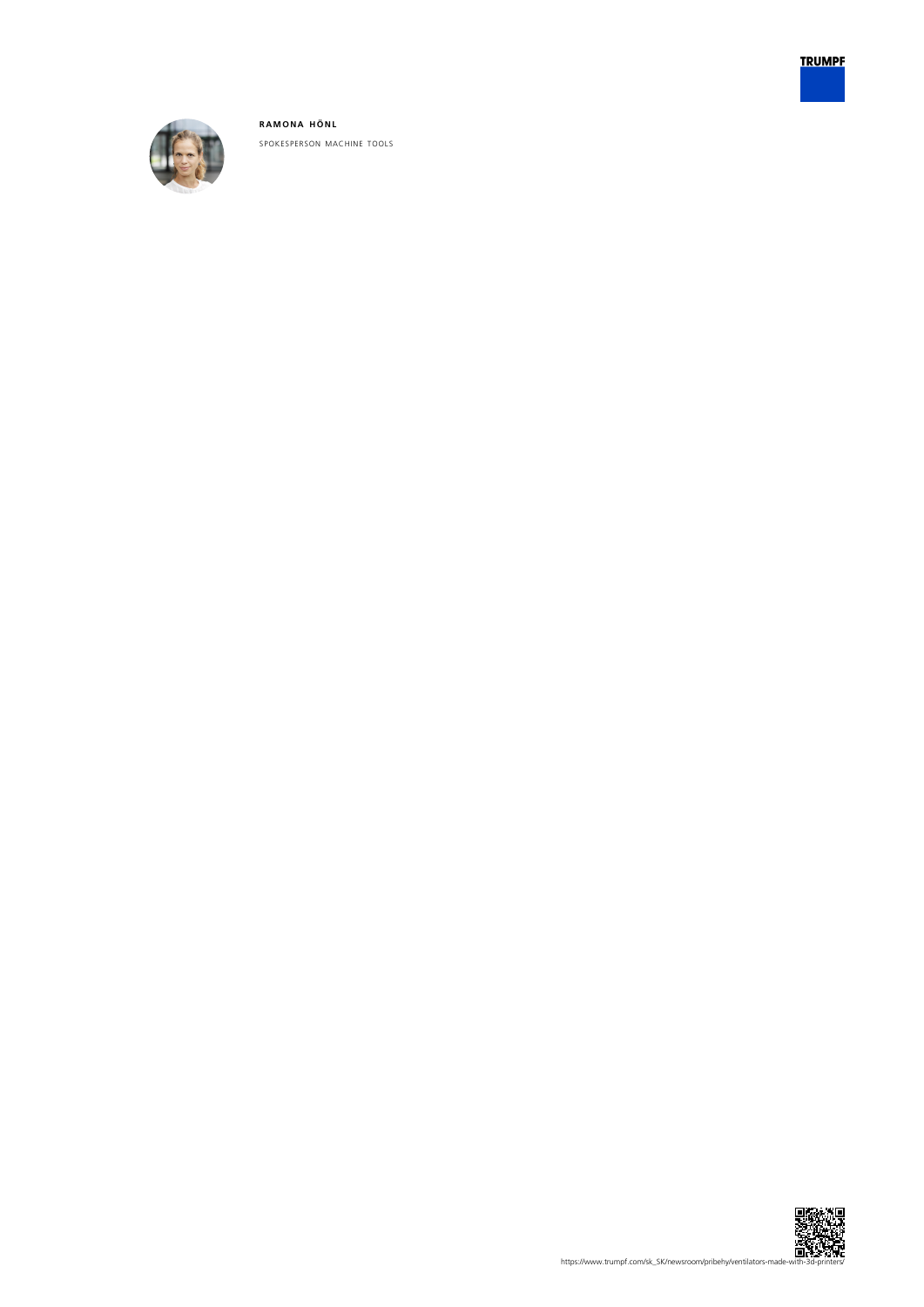**RAMONA HÖNL**

SPOKESPERSON MACHINE TOOLS

https://www.trumpf.com/sk_SK/newsroom/pribehy/ventilators-made-with-3d-printers/